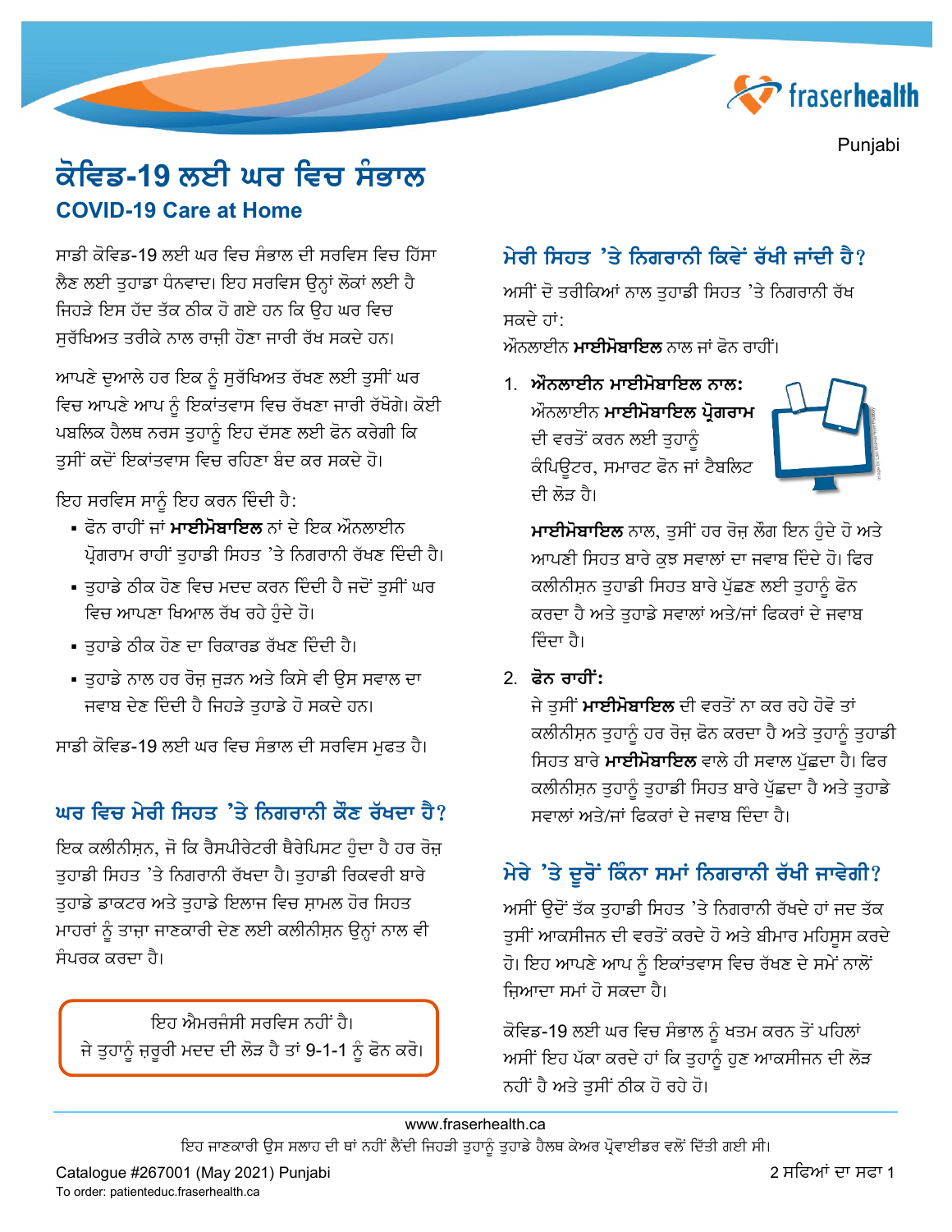Punjabi

# ਕੋਵਿਡ-19 ਲਈ ਘਰ ਵਿਚ ਸੰਭਾਲ

## COVID-19 Care at Home

ਸਾਡੀ ਕੋਵਿਡ-19 ਲਈ ਘਰ ਵਿਚ ਸੰਭਾਲ ਦੀ ਸਰਵਿਸ ਵਿਚ ਹਿੱਸਾ ਲੈਣ ਲਈ ਤੁਹਾਡਾ ਧੰਨਵਾਦ। ਇਹ ਸਰਵਿਸ ਉਨ੍ਹਾਂ ਲੋਕਾਂ ਲਈ ਹੈ ਜਿਹੜੇ ਇਸ ਹੱਦ ਤੱਕ ਠੀਕ ਹੋ ਗਏ ਹਨ ਕਿ ਉਹ ਘਰ ਵਿਚ ਸੁਰੱਖਿਅਤ ਤਰੀਕੇ ਨਾਲ ਰਾਜ਼ੀ ਹੋਣਾ ਜਾਰੀ ਰੱਖ ਸਕਦੇ ਹਨ।

ਆਪਣੇ ਦੁਆਲੇ ਹਰ ਇਕ ਨੂੰ ਸੁਰੱਖਿਅਤ ਰੱਖਣ ਲਈ ਤੁਸੀਂ ਘਰ ਵਿਚ ਆਪਣੇ ਆਪ ਨੂੰ ਇਕਾਂਤਵਾਸ ਵਿਚ ਰੱਖਣਾ ਜਾਰੀ ਰੱਖੋਗੇ। ਕੋਈ ਪਬਲਿਕ ਹੈਲਥ ਨਰਸ ਤੁਹਾਨੂੰ ਇਹ ਦੱਸਣ ਲਈ ਫੋਨ ਕਰੇਗੀ ਕਿ ਤੁਸੀਂ ਕਦੋਂ ਇਕਾਂਤਵਾਸ ਵਿਚ ਰਹਿਣਾ ਬੰਦ ਕਰ ਸਕਦੇ ਹੋ।

ਇਹ ਸਰਵਿਸ ਸਾਨੂੰ ਇਹ ਕਰਨ ਦਿੰਦੀ ਹੈ:

- ਫੋਨ ਰਾਹੀਂ ਜਾਂ **ਮਾਈਮੋਬਾਇਲ** ਨਾਂ ਦੇ ਇਕ ਔਨਲਾਈਨ ਪ੍ਰੋਗਰਾਮ ਰਾਹੀਂ ਤੁਹਾਡੀ ਸਿਹਤ 'ਤੇ ਨਿਗਰਾਨੀ ਰੱਖਣ ਦਿੰਦੀ ਹੈ।
- ਤੁਹਾਡੇ ਠੀਕ ਹੋਣ ਵਿਚ ਮਦਦ ਕਰਨ ਦਿੰਦੀ ਹੈ ਜਦੋਂ ਤੁਸੀਂ ਘਰ ਵਿਚ ਆਪਣਾ ਖਿਆਲ ਰੱਖ ਰਹੇ ਹੁੰਦੇ ਹੋ।
- ਤੁਹਾਡੇ ਠੀਕ ਹੋਣ ਦਾ ਰਿਕਾਰਡ ਰੱਖਣ ਦਿੰਦੀ ਹੈ।
- ਤੁਹਾਡੇ ਨਾਲ ਹਰ ਰੋਜ਼ ਜੁੜਨ ਅਤੇ ਕਿਸੇ ਵੀ ਉਸ ਸਵਾਲ ਦਾ ਜਵਾਬ ਦੇਣ ਦਿੰਦੀ ਹੈ ਜਿਹੜੇ ਤੁਹਾਡੇ ਹੋ ਸਕਦੇ ਹਨ।

ਸਾਡੀ ਕੋਵਿਡ-19 ਲਈ ਘਰ ਵਿਚ ਸੰਭਾਲ ਦੀ ਸਰਵਿਸ ਮੁਫਤ ਹੈ।

## ਘਰ ਵਿਚ ਮੇਰੀ ਸਿਹਤ 'ਤੇ ਨਿਗਰਾਨੀ ਕੌਣ ਰੱਖਦਾ ਹੈ?

ਇਕ ਕਲੀਨੀਸ਼ਨ, ਜੋ ਕਿ ਰੈਸਪੀਰੇਟਰੀ ਥੈਰੇਪਿਸਟ ਹੁੰਦਾ ਹੈ ਹਰ ਰੋਜ਼ ਤੁਹਾਡੀ ਸਿਹਤ 'ਤੇ ਨਿਗਰਾਨੀ ਰੱਖਦਾ ਹੈ। ਤੁਹਾਡੀ ਰਿਕਵਰੀ ਬਾਰੇ ਤੁਹਾਡੇ ਡਾਕਟਰ ਅਤੇ ਤੁਹਾਡੇ ਇਲਾਜ ਵਿਚ ਸ਼ਾਮਲ ਹੋਰ ਸਿਹਤ ਮਾਹਰਾਂ ਨੂੰ ਤਾਜ਼ਾ ਜਾਣਕਾਰੀ ਦੇਣ ਲਈ ਕਲੀਨੀਸ਼ਨ ਉਨ੍ਹਾਂ ਨਾਲ ਵੀ ਸੰਪਰਕ ਕਰਦਾ ਹੈ।

ਇਹ ਐਮਰਜੰਸੀ ਸਰਵਿਸ ਨਹੀਂ ਹੈ।
ਜੇ ਤੁਹਾਨੂੰ ਜ਼ਰੂਰੀ ਮਦਦ ਦੀ ਲੋੜ ਹੈ ਤਾਂ 9-1-1 ਨੂੰ ਫੋਨ ਕਰੋ।

## ਮੇਰੀ ਸਿਹਤ 'ਤੇ ਨਿਗਰਾਨੀ ਕਿਵੇਂ ਰੱਖੀ ਜਾਂਦੀ ਹੈ?

ਅਸੀਂ ਦੋ ਤਰੀਕਿਆਂ ਨਾਲ ਤੁਹਾਡੀ ਸਿਹਤ 'ਤੇ ਨਿਗਰਾਨੀ ਰੱਖ ਸਕਦੇ ਹਾਂ:
ਔਨਲਾਈਨ **ਮਾਈਮੋਬਾਇਲ** ਨਾਲ ਜਾਂ ਫੋਨ ਰਾਹੀਂ।

1. **ਔਨਲਾਈਨ ਮਾਈਮੋਬਾਇਲ ਨਾਲ:**
   ਔਨਲਾਈਨ **ਮਾਈਮੋਬਾਇਲ ਪ੍ਰੋਗਰਾਮ** ਦੀ ਵਰਤੋਂ ਕਰਨ ਲਈ ਤੁਹਾਨੂੰ ਕੰਪਿਊਟਰ, ਸਮਾਰਟ ਫੋਨ ਜਾਂ ਟੈਬਲਿਟ ਦੀ ਲੋੜ ਹੈ।

   **ਮਾਈਮੋਬਾਇਲ** ਨਾਲ, ਤੁਸੀਂ ਹਰ ਰੋਜ਼ ਲੌਗ ਇਨ ਹੁੰਦੇ ਹੋ ਅਤੇ ਆਪਣੀ ਸਿਹਤ ਬਾਰੇ ਕੁਝ ਸਵਾਲਾਂ ਦਾ ਜਵਾਬ ਦਿੰਦੇ ਹੋ। ਫਿਰ ਕਲੀਨੀਸ਼ਨ ਤੁਹਾਡੀ ਸਿਹਤ ਬਾਰੇ ਪੁੱਛਣ ਲਈ ਤੁਹਾਨੂੰ ਫੋਨ ਕਰਦਾ ਹੈ ਅਤੇ ਤੁਹਾਡੇ ਸਵਾਲਾਂ ਅਤੇ/ਜਾਂ ਫਿਕਰਾਂ ਦੇ ਜਵਾਬ ਦਿੰਦਾ ਹੈ।

2. **ਫੋਨ ਰਾਹੀਂ:**
   ਜੇ ਤੁਸੀਂ **ਮਾਈਮੋਬਾਇਲ** ਦੀ ਵਰਤੋਂ ਨਾ ਕਰ ਰਹੇ ਹੋਵੋ ਤਾਂ ਕਲੀਨੀਸ਼ਨ ਤੁਹਾਨੂੰ ਹਰ ਰੋਜ਼ ਫੋਨ ਕਰਦਾ ਹੈ ਅਤੇ ਤੁਹਾਨੂੰ ਤੁਹਾਡੀ ਸਿਹਤ ਬਾਰੇ **ਮਾਈਮੋਬਾਇਲ** ਵਾਲੇ ਹੀ ਸਵਾਲ ਪੁੱਛਦਾ ਹੈ। ਫਿਰ ਕਲੀਨੀਸ਼ਨ ਤੁਹਾਨੂੰ ਤੁਹਾਡੀ ਸਿਹਤ ਬਾਰੇ ਪੁੱਛਦਾ ਹੈ ਅਤੇ ਤੁਹਾਡੇ ਸਵਾਲਾਂ ਅਤੇ/ਜਾਂ ਫਿਕਰਾਂ ਦੇ ਜਵਾਬ ਦਿੰਦਾ ਹੈ।

## ਮੇਰੇ 'ਤੇ ਦੂਰੋਂ ਕਿੰਨਾ ਸਮਾਂ ਨਿਗਰਾਨੀ ਰੱਖੀ ਜਾਵੇਗੀ?

ਅਸੀਂ ਉਦੋਂ ਤੱਕ ਤੁਹਾਡੀ ਸਿਹਤ 'ਤੇ ਨਿਗਰਾਨੀ ਰੱਖਦੇ ਹਾਂ ਜਦ ਤੱਕ ਤੁਸੀਂ ਆਕਸੀਜਨ ਦੀ ਵਰਤੋਂ ਕਰਦੇ ਹੋ ਅਤੇ ਬੀਮਾਰ ਮਹਿਸੂਸ ਕਰਦੇ ਹੋ। ਇਹ ਆਪਣੇ ਆਪ ਨੂੰ ਇਕਾਂਤਵਾਸ ਵਿਚ ਰੱਖਣ ਦੇ ਸਮੇਂ ਨਾਲੋਂ ਜ਼ਿਆਦਾ ਸਮਾਂ ਹੋ ਸਕਦਾ ਹੈ।

ਕੋਵਿਡ-19 ਲਈ ਘਰ ਵਿਚ ਸੰਭਾਲ ਨੂੰ ਖਤਮ ਕਰਨ ਤੋਂ ਪਹਿਲਾਂ ਅਸੀਂ ਇਹ ਪੱਕਾ ਕਰਦੇ ਹਾਂ ਕਿ ਤੁਹਾਨੂੰ ਹੁਣ ਆਕਸੀਜਨ ਦੀ ਲੋੜ ਨਹੀਂ ਹੈ ਅਤੇ ਤੁਸੀਂ ਠੀਕ ਹੋ ਰਹੇ ਹੋ।

www.fraserhealth.ca

ਇਹ ਜਾਣਕਾਰੀ ਉਸ ਸਲਾਹ ਦੀ ਥਾਂ ਨਹੀਂ ਲੈਂਦੀ ਜਿਹੜੀ ਤੁਹਾਨੂੰ ਤੁਹਾਡੇ ਹੈਲਥ ਕੇਅਰ ਪ੍ਰੋਵਾਈਡਰ ਵਲੋਂ ਦਿੱਤੀ ਗਈ ਸੀ।

Catalogue #267001 (May 2021) Punjabi
To order: patienteduc.fraserhealth.ca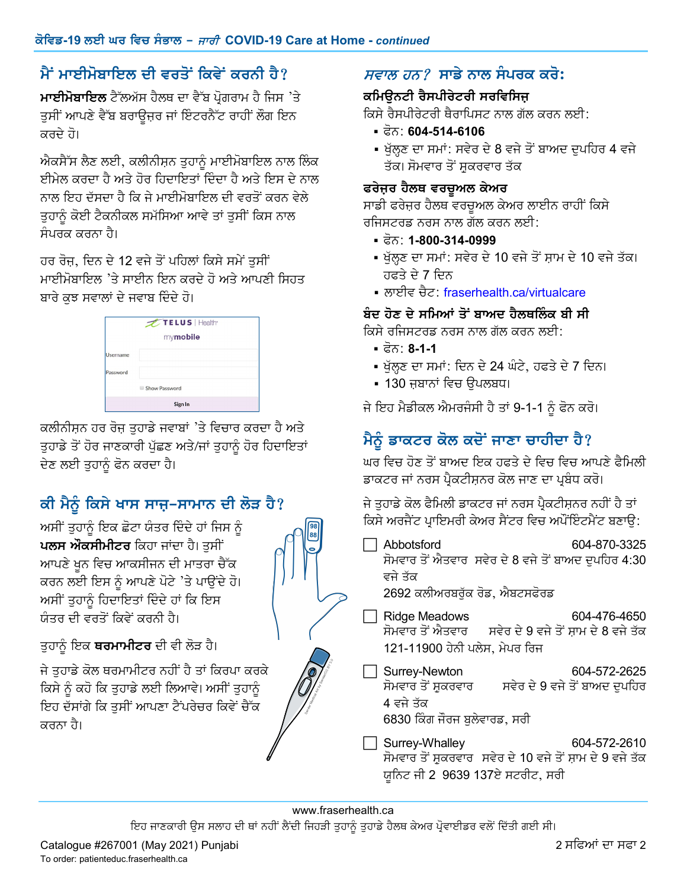## ਮੈਂ ਮਾਈਮੋਬਾਇਲ ਦੀ ਵਰਤੋਂ ਕਿਵੇਂ ਕਰਨੀ ਹੈ?

**ਮਾਈਮੋਬਾਇਲ** ਟੈੱਲਅੱਸ ਹੈਲਥ ਦਾ ਵੈੱਬ ਪ੍ਰੋਗਰਾਮ ਹੈ ਜਿਸ 'ਤੇ ਤੁਸੀਂ ਆਪਣੇ ਵੈੱਬ ਬਰਾਊਜ਼ਰ ਜਾਂ ਇੰਟਰਨੈੱਟ ਰਾਹੀਂ ਲੌਗ ਇਨ ਕਰਦੇ ਹੋ।

ਐਕਸੈੱਸ ਲੈਣ ਲਈ, ਕਲੀਨੀਸ਼ਨ ਤੁਹਾਨੂੰ ਮਾਈਮੋਬਾਇਲ ਨਾਲ ਲਿੰਕ ਈਮੇਲ ਕਰਦਾ ਹੈ ਅਤੇ ਹੋਰ ਹਿਦਾਇਤਾਂ ਦਿੰਦਾ ਹੈ ਅਤੇ ਇਸ ਦੇ ਨਾਲ ਨਾਲ ਇਹ ਦੱਸਦਾ ਹੈ ਕਿ ਜੇ ਮਾਈਮੋਬਾਇਲ ਦੀ ਵਰਤੋਂ ਕਰਨ ਵੇਲੇ ਤੁਹਾਨੂੰ ਕੋਈ ਟੈਕਨੀਕਲ ਸਮੱਸਿਆ ਆਵੇ ਤਾਂ ਤੁਸੀਂ ਕਿਸ ਨਾਲ ਸੰਪਰਕ ਕਰਨਾ ਹੈ।

ਹਰ ਰੋਜ਼, ਦਿਨ ਦੇ 12 ਵਜੇ ਤੋਂ ਪਹਿਲਾਂ ਕਿਸੇ ਸਮੇਂ ਤੁਸੀਂ ਮਾਈਮੋਬਾਇਲ 'ਤੇ ਸਾਈਨ ਇਨ ਕਰਦੇ ਹੋ ਅਤੇ ਆਪਣੀ ਸਿਹਤ ਬਾਰੇ ਕੁਝ ਸਵਾਲਾਂ ਦੇ ਜਵਾਬ ਦਿੰਦੇ ਹੋ।

TELUS | Health
mymobile
Username
Password
Show Password
Sign In

ਕਲੀਨੀਸ਼ਨ ਹਰ ਰੋਜ਼ ਤੁਹਾਡੇ ਜਵਾਬਾਂ 'ਤੇ ਵਿਚਾਰ ਕਰਦਾ ਹੈ ਅਤੇ ਤੁਹਾਡੇ ਤੋਂ ਹੋਰ ਜਾਣਕਾਰੀ ਪੁੱਛਣ ਅਤੇ/ਜਾਂ ਤੁਹਾਨੂੰ ਹੋਰ ਹਿਦਾਇਤਾਂ ਦੇਣ ਲਈ ਤੁਹਾਨੂੰ ਫੋਨ ਕਰਦਾ ਹੈ।

## ਕੀ ਮੈਨੂੰ ਕਿਸੇ ਖਾਸ ਸਾਜ਼-ਸਾਮਾਨ ਦੀ ਲੋੜ ਹੈ?

ਅਸੀਂ ਤੁਹਾਨੂੰ ਇਕ ਛੋਟਾ ਯੰਤਰ ਦਿੰਦੇ ਹਾਂ ਜਿਸ ਨੂੰ **ਪਲਸ ਔਕਸੀਮੀਟਰ** ਕਿਹਾ ਜਾਂਦਾ ਹੈ। ਤੁਸੀਂ ਆਪਣੇ ਖ਼ੂਨ ਵਿਚ ਆਕਸੀਜਨ ਦੀ ਮਾਤਰਾ ਚੈੱਕ ਕਰਨ ਲਈ ਇਸ ਨੂੰ ਆਪਣੇ ਪੋਟੇ 'ਤੇ ਪਾਉਂਦੇ ਹੋ। ਅਸੀਂ ਤੁਹਾਨੂੰ ਹਿਦਾਇਤਾਂ ਦਿੰਦੇ ਹਾਂ ਕਿ ਇਸ ਯੰਤਰ ਦੀ ਵਰਤੋਂ ਕਿਵੇਂ ਕਰਨੀ ਹੈ।

ਤੁਹਾਨੂੰ ਇਕ **ਥਰਮਾਮੀਟਰ** ਦੀ ਵੀ ਲੋੜ ਹੈ।

ਜੇ ਤੁਹਾਡੇ ਕੋਲ ਥਰਮਾਮੀਟਰ ਨਹੀਂ ਹੈ ਤਾਂ ਕਿਰਪਾ ਕਰਕੇ ਕਿਸੇ ਨੂੰ ਕਹੋ ਕਿ ਤੁਹਾਡੇ ਲਈ ਲਿਆਵੇ। ਅਸੀਂ ਤੁਹਾਨੂੰ ਇਹ ਦੱਸਾਂਗੇ ਕਿ ਤੁਸੀਂ ਆਪਣਾ ਟੈਂਪਰੇਚਰ ਕਿਵੇਂ ਚੈੱਕ ਕਰਨਾ ਹੈ।

## *ਸਵਾਲ ਹਨ?* ਸਾਡੇ ਨਾਲ ਸੰਪਰਕ ਕਰੋ:

### ਕਮਿਉਨਟੀ ਰੈਸਪੀਰੇਟਰੀ ਸਰਵਿਸਿਜ਼

ਕਿਸੇ ਰੈਸਪੀਰੇਟਰੀ ਥੈਰਾਪਿਸਟ ਨਾਲ ਗੱਲ ਕਰਨ ਲਈ:

- ਫੋਨ: **604-514-6106**
- ਖੁੱਲ੍ਹਣ ਦਾ ਸਮਾਂ: ਸਵੇਰ ਦੇ 8 ਵਜੇ ਤੋਂ ਬਾਅਦ ਦੁਪਹਿਰ 4 ਵਜੇ ਤੱਕ। ਸੋਮਵਾਰ ਤੋਂ ਸ਼ੁਕਰਵਾਰ ਤੱਕ

### ਫਰੇਜ਼ਰ ਹੈਲਥ ਵਰਚੂਅਲ ਕੇਅਰ

ਸਾਡੀ ਫਰੇਜ਼ਰ ਹੈਲਥ ਵਰਚੂਅਲ ਕੇਅਰ ਲਾਈਨ ਰਾਹੀਂ ਕਿਸੇ ਰਜਿਸਟਰਡ ਨਰਸ ਨਾਲ ਗੱਲ ਕਰਨ ਲਈ:

- ਫੋਨ: **1-800-314-0999**
- ਖੁੱਲ੍ਹਣ ਦਾ ਸਮਾਂ: ਸਵੇਰ ਦੇ 10 ਵਜੇ ਤੋਂ ਸ਼ਾਮ ਦੇ 10 ਵਜੇ ਤੱਕ। ਹਫਤੇ ਦੇ 7 ਦਿਨ
- ਲਾਈਵ ਚੈਟ: fraserhealth.ca/virtualcare

### ਬੰਦ ਹੋਣ ਦੇ ਸਮਿਆਂ ਤੋਂ ਬਾਅਦ ਹੈਲਥਲਿੰਕ ਬੀ ਸੀ

ਕਿਸੇ ਰਜਿਸਟਰਡ ਨਰਸ ਨਾਲ ਗੱਲ ਕਰਨ ਲਈ:

- ਫੋਨ: **8-1-1**
- ਖੁੱਲ੍ਹਣ ਦਾ ਸਮਾਂ: ਦਿਨ ਦੇ 24 ਘੰਟੇ, ਹਫਤੇ ਦੇ 7 ਦਿਨ।
- 130 ਜ਼ਬਾਨਾਂ ਵਿਚ ਉਪਲਬਧ।

ਜੇ ਇਹ ਮੈਡੀਕਲ ਐਮਰਜੰਸੀ ਹੈ ਤਾਂ 9-1-1 ਨੂੰ ਫੋਨ ਕਰੋ।

## ਮੈਨੂੰ ਡਾਕਟਰ ਕੋਲ ਕਦੋਂ ਜਾਣਾ ਚਾਹੀਦਾ ਹੈ?

ਘਰ ਵਿਚ ਹੋਣ ਤੋਂ ਬਾਅਦ ਇਕ ਹਫਤੇ ਦੇ ਵਿਚ ਵਿਚ ਆਪਣੇ ਫੈਮਿਲੀ ਡਾਕਟਰ ਜਾਂ ਨਰਸ ਪ੍ਰੈਕਟੀਸ਼ਨਰ ਕੋਲ ਜਾਣ ਦਾ ਪ੍ਰਬੰਧ ਕਰੋ।

ਜੇ ਤੁਹਾਡੇ ਕੋਲ ਫੈਮਿਲੀ ਡਾਕਟਰ ਜਾਂ ਨਰਸ ਪ੍ਰੈਕਟੀਸ਼ਨਰ ਨਹੀਂ ਹੈ ਤਾਂ ਕਿਸੇ ਅਰਜੈਂਟ ਪ੍ਰਾਇਮਰੀ ਕੇਅਰ ਸੈਂਟਰ ਵਿਚ ਅਪੌਇੰਟਮੈਂਟ ਬਣਾਉ:

- ☐ **Abbotsford** — 604-870-3325
  ਸੋਮਵਾਰ ਤੋਂ ਐਤਵਾਰ ਸਵੇਰ ਦੇ 8 ਵਜੇ ਤੋਂ ਬਾਅਦ ਦੁਪਹਿਰ 4:30 ਵਜੇ ਤੱਕ
  2692 ਕਲੀਅਰਬਰੁੱਕ ਰੋਡ, ਐਬਟਸਫੋਰਡ
- ☐ **Ridge Meadows** — 604-476-4650
  ਸੋਮਵਾਰ ਤੋਂ ਐਤਵਾਰ ਸਵੇਰ ਦੇ 9 ਵਜੇ ਤੋਂ ਸ਼ਾਮ ਦੇ 8 ਵਜੇ ਤੱਕ
  121-11900 ਹੇਨੀ ਪਲੇਸ, ਮੇਪਰ ਰਿਜ
- ☐ **Surrey-Newton** — 604-572-2625
  ਸੋਮਵਾਰ ਤੋਂ ਸ਼ੁਕਰਵਾਰ ਸਵੇਰ ਦੇ 9 ਵਜੇ ਤੋਂ ਬਾਅਦ ਦੁਪਹਿਰ 4 ਵਜੇ ਤੱਕ
  6830 ਕਿੰਗ ਜੌਰਜ ਬੁਲੇਵਾਰਡ, ਸਰੀ
- ☐ **Surrey-Whalley** — 604-572-2610
  ਸੋਮਵਾਰ ਤੋਂ ਸ਼ੁਕਰਵਾਰ ਸਵੇਰ ਦੇ 10 ਵਜੇ ਤੋਂ ਸ਼ਾਮ ਦੇ 9 ਵਜੇ ਤੱਕ
  ਯੂਨਿਟ ਜੀ 2 9639 137ਏ ਸਟਰੀਟ, ਸਰੀ

www.fraserhealth.ca

ਇਹ ਜਾਣਕਾਰੀ ਉਸ ਸਲਾਹ ਦੀ ਥਾਂ ਨਹੀਂ ਲੈਂਦੀ ਜਿਹੜੀ ਤੁਹਾਨੂੰ ਤੁਹਾਡੇ ਹੈਲਥ ਕੇਅਰ ਪ੍ਰੋਵਾਈਡਰ ਵਲੋਂ ਦਿੱਤੀ ਗਈ ਸੀ।

Catalogue #267001 (May 2021) Punjabi
To order: patienteduc.fraserhealth.ca